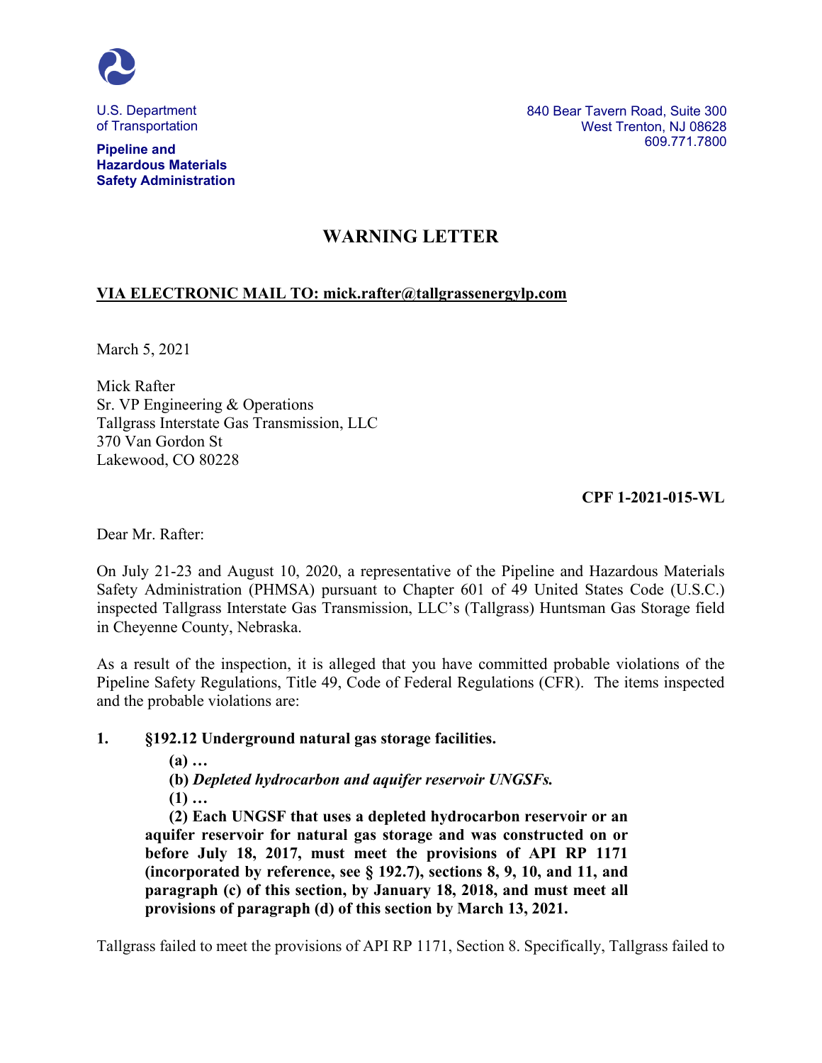U.S. Department
of Transportation

**Pipeline and Hazardous Materials Safety Administration**

840 Bear Tavern Road, Suite 300
West Trenton, NJ 08628
609.771.7800

# WARNING LETTER

**VIA ELECTRONIC MAIL TO: mick.rafter@tallgrassenergylp.com**

March 5, 2021

Mick Rafter
Sr. VP Engineering & Operations
Tallgrass Interstate Gas Transmission, LLC
370 Van Gordon St
Lakewood, CO 80228

**CPF 1-2021-015-WL**

Dear Mr. Rafter:

On July 21-23 and August 10, 2020, a representative of the Pipeline and Hazardous Materials Safety Administration (PHMSA) pursuant to Chapter 601 of 49 United States Code (U.S.C.) inspected Tallgrass Interstate Gas Transmission, LLC's (Tallgrass) Huntsman Gas Storage field in Cheyenne County, Nebraska.

As a result of the inspection, it is alleged that you have committed probable violations of the Pipeline Safety Regulations, Title 49, Code of Federal Regulations (CFR). The items inspected and the probable violations are:

**1. §192.12 Underground natural gas storage facilities.**

**(a) …**

**(b)** ***Depleted hydrocarbon and aquifer reservoir UNGSFs.***

**(1) …**

**(2) Each UNGSF that uses a depleted hydrocarbon reservoir or an aquifer reservoir for natural gas storage and was constructed on or before July 18, 2017, must meet the provisions of API RP 1171 (incorporated by reference, see § 192.7), sections 8, 9, 10, and 11, and paragraph (c) of this section, by January 18, 2018, and must meet all provisions of paragraph (d) of this section by March 13, 2021.**

Tallgrass failed to meet the provisions of API RP 1171, Section 8. Specifically, Tallgrass failed to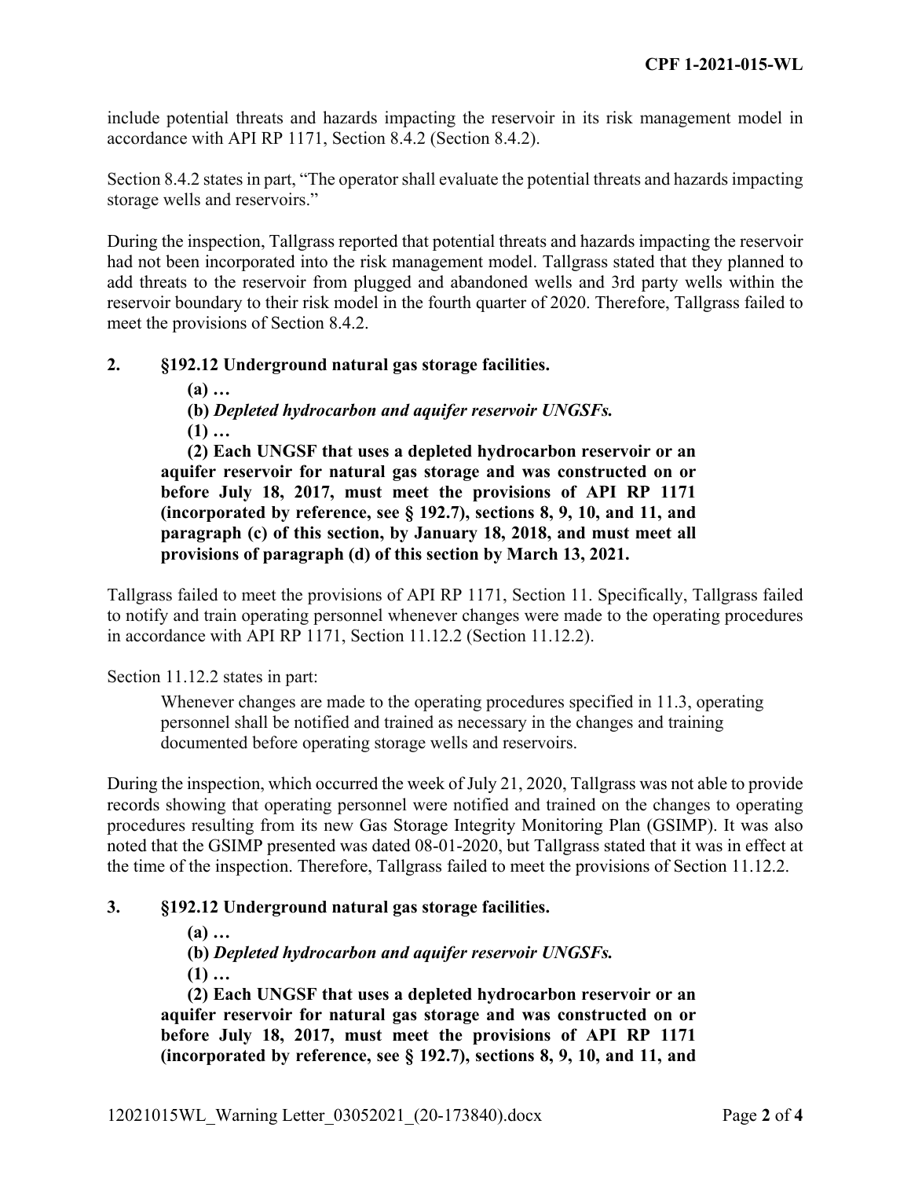include potential threats and hazards impacting the reservoir in its risk management model in accordance with API RP 1171, Section 8.4.2 (Section 8.4.2).

Section 8.4.2 states in part, "The operator shall evaluate the potential threats and hazards impacting storage wells and reservoirs."

During the inspection, Tallgrass reported that potential threats and hazards impacting the reservoir had not been incorporated into the risk management model. Tallgrass stated that they planned to add threats to the reservoir from plugged and abandoned wells and 3rd party wells within the reservoir boundary to their risk model in the fourth quarter of 2020. Therefore, Tallgrass failed to meet the provisions of Section 8.4.2.

**2. §192.12 Underground natural gas storage facilities.**

> **(a) …**
>
> **(b)** ***Depleted hydrocarbon and aquifer reservoir UNGSFs.***
>
> **(1) …**
>
> **(2) Each UNGSF that uses a depleted hydrocarbon reservoir or an aquifer reservoir for natural gas storage and was constructed on or before July 18, 2017, must meet the provisions of API RP 1171 (incorporated by reference, see § 192.7), sections 8, 9, 10, and 11, and paragraph (c) of this section, by January 18, 2018, and must meet all provisions of paragraph (d) of this section by March 13, 2021.**

Tallgrass failed to meet the provisions of API RP 1171, Section 11. Specifically, Tallgrass failed to notify and train operating personnel whenever changes were made to the operating procedures in accordance with API RP 1171, Section 11.12.2 (Section 11.12.2).

Section 11.12.2 states in part:

> Whenever changes are made to the operating procedures specified in 11.3, operating personnel shall be notified and trained as necessary in the changes and training documented before operating storage wells and reservoirs.

During the inspection, which occurred the week of July 21, 2020, Tallgrass was not able to provide records showing that operating personnel were notified and trained on the changes to operating procedures resulting from its new Gas Storage Integrity Monitoring Plan (GSIMP). It was also noted that the GSIMP presented was dated 08-01-2020, but Tallgrass stated that it was in effect at the time of the inspection. Therefore, Tallgrass failed to meet the provisions of Section 11.12.2.

**3. §192.12 Underground natural gas storage facilities.**

> **(a) …**
>
> **(b)** ***Depleted hydrocarbon and aquifer reservoir UNGSFs.***
>
> **(1) …**
>
> **(2) Each UNGSF that uses a depleted hydrocarbon reservoir or an aquifer reservoir for natural gas storage and was constructed on or before July 18, 2017, must meet the provisions of API RP 1171 (incorporated by reference, see § 192.7), sections 8, 9, 10, and 11, and**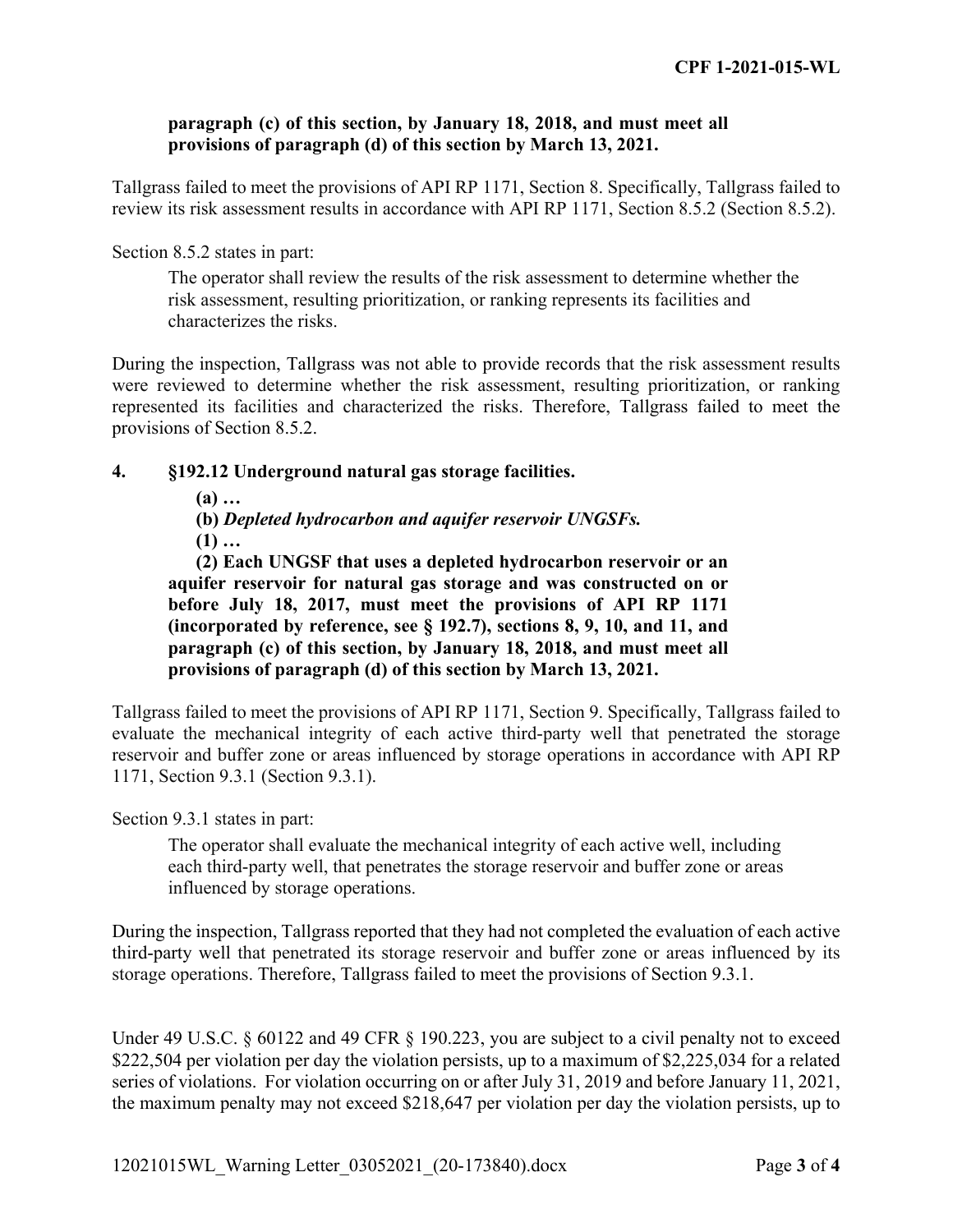**paragraph (c) of this section, by January 18, 2018, and must meet all provisions of paragraph (d) of this section by March 13, 2021.**

Tallgrass failed to meet the provisions of API RP 1171, Section 8. Specifically, Tallgrass failed to review its risk assessment results in accordance with API RP 1171, Section 8.5.2 (Section 8.5.2).

Section 8.5.2 states in part:

> The operator shall review the results of the risk assessment to determine whether the risk assessment, resulting prioritization, or ranking represents its facilities and characterizes the risks.

During the inspection, Tallgrass was not able to provide records that the risk assessment results were reviewed to determine whether the risk assessment, resulting prioritization, or ranking represented its facilities and characterized the risks. Therefore, Tallgrass failed to meet the provisions of Section 8.5.2.

**4. §192.12 Underground natural gas storage facilities.**

> **(a) …**
>
> **(b)** ***Depleted hydrocarbon and aquifer reservoir UNGSFs.***
>
> **(1) …**
>
> **(2) Each UNGSF that uses a depleted hydrocarbon reservoir or an aquifer reservoir for natural gas storage and was constructed on or before July 18, 2017, must meet the provisions of API RP 1171 (incorporated by reference, see § 192.7), sections 8, 9, 10, and 11, and paragraph (c) of this section, by January 18, 2018, and must meet all provisions of paragraph (d) of this section by March 13, 2021.**

Tallgrass failed to meet the provisions of API RP 1171, Section 9. Specifically, Tallgrass failed to evaluate the mechanical integrity of each active third-party well that penetrated the storage reservoir and buffer zone or areas influenced by storage operations in accordance with API RP 1171, Section 9.3.1 (Section 9.3.1).

Section 9.3.1 states in part:

> The operator shall evaluate the mechanical integrity of each active well, including each third-party well, that penetrates the storage reservoir and buffer zone or areas influenced by storage operations.

During the inspection, Tallgrass reported that they had not completed the evaluation of each active third-party well that penetrated its storage reservoir and buffer zone or areas influenced by its storage operations. Therefore, Tallgrass failed to meet the provisions of Section 9.3.1.

Under 49 U.S.C. § 60122 and 49 CFR § 190.223, you are subject to a civil penalty not to exceed $222,504 per violation per day the violation persists, up to a maximum of $2,225,034 for a related series of violations. For violation occurring on or after July 31, 2019 and before January 11, 2021, the maximum penalty may not exceed $218,647 per violation per day the violation persists, up to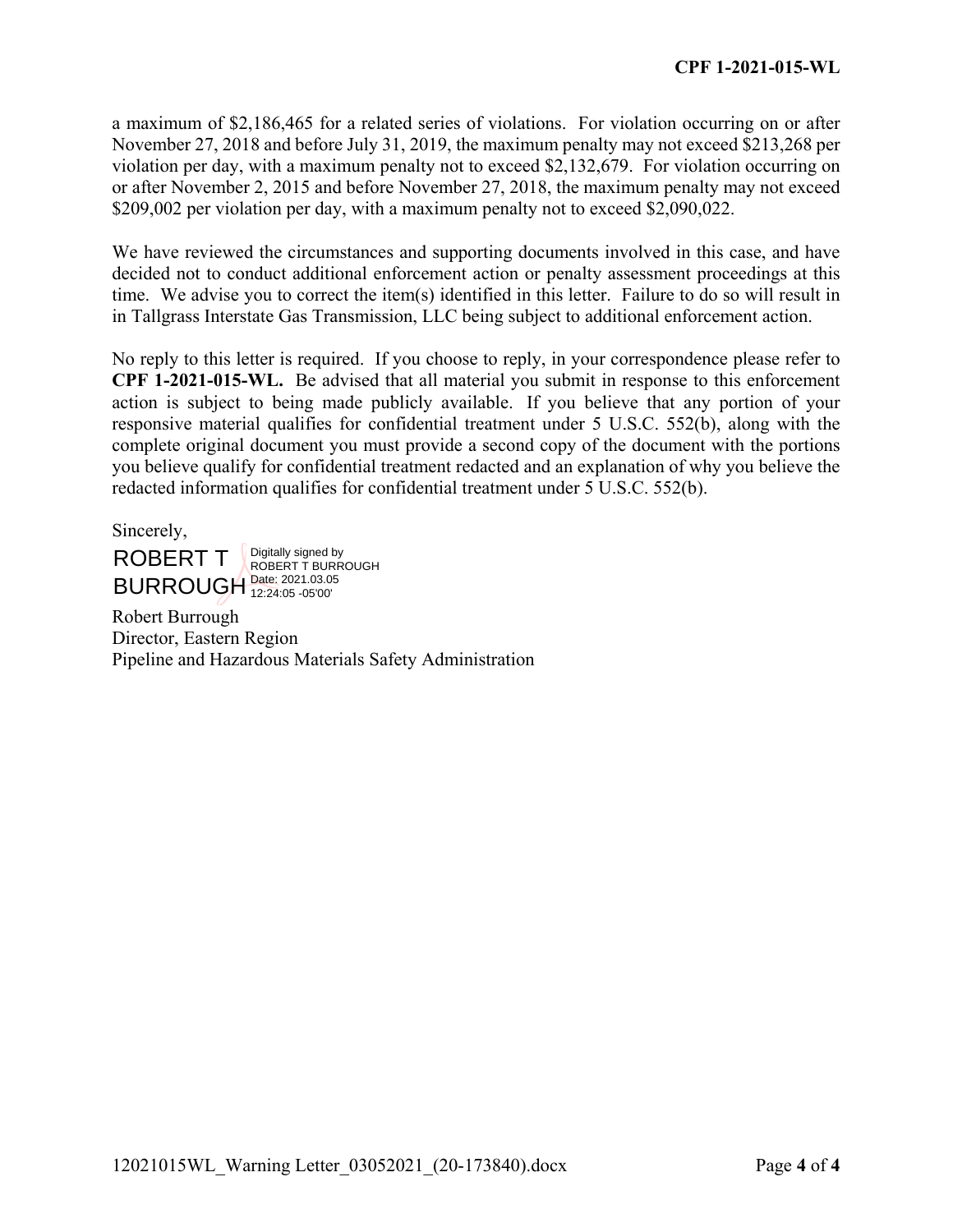a maximum of $2,186,465 for a related series of violations. For violation occurring on or after November 27, 2018 and before July 31, 2019, the maximum penalty may not exceed $213,268 per violation per day, with a maximum penalty not to exceed $2,132,679. For violation occurring on or after November 2, 2015 and before November 27, 2018, the maximum penalty may not exceed $209,002 per violation per day, with a maximum penalty not to exceed $2,090,022.

We have reviewed the circumstances and supporting documents involved in this case, and have decided not to conduct additional enforcement action or penalty assessment proceedings at this time. We advise you to correct the item(s) identified in this letter. Failure to do so will result in in Tallgrass Interstate Gas Transmission, LLC being subject to additional enforcement action.

No reply to this letter is required. If you choose to reply, in your correspondence please refer to **CPF 1-2021-015-WL.** Be advised that all material you submit in response to this enforcement action is subject to being made publicly available. If you believe that any portion of your responsive material qualifies for confidential treatment under 5 U.S.C. 552(b), along with the complete original document you must provide a second copy of the document with the portions you believe qualify for confidential treatment redacted and an explanation of why you believe the redacted information qualifies for confidential treatment under 5 U.S.C. 552(b).

Sincerely,

ROBERT T BURROUGH
Digitally signed by ROBERT T BURROUGH
Date: 2021.03.05 12:24:05 -05'00'

Robert Burrough
Director, Eastern Region
Pipeline and Hazardous Materials Safety Administration